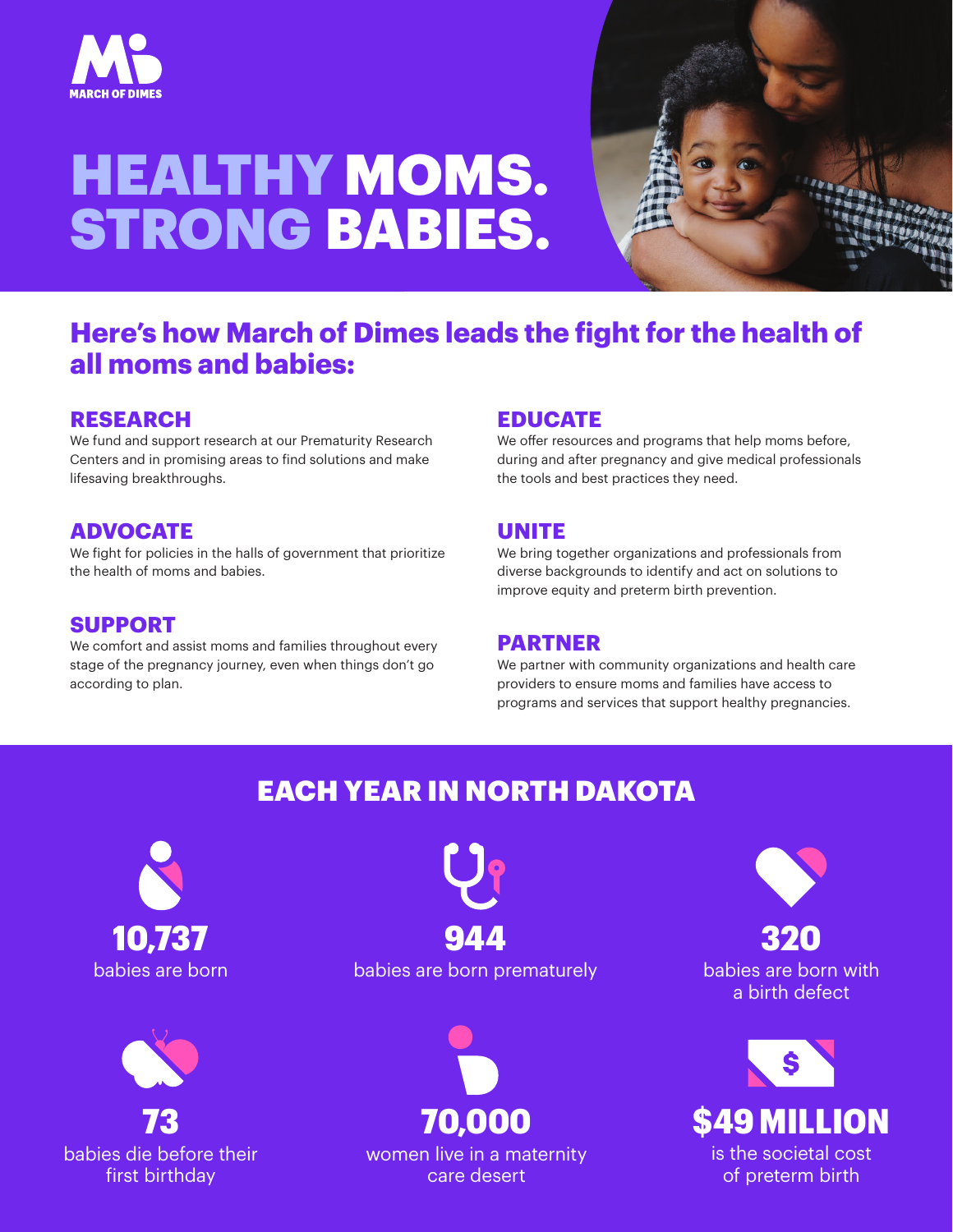MARCH OF DIMES

# HEALTHY MOMS. STRONG BABIES.

## Here's how March of Dimes leads the fight for the health of all moms and babies:

### RESEARCH

We fund and support research at our Prematurity Research Centers and in promising areas to find solutions and make lifesaving breakthroughs.

### ADVOCATE

We fight for policies in the halls of government that prioritize the health of moms and babies.

### SUPPORT

We comfort and assist moms and families throughout every stage of the pregnancy journey, even when things don't go according to plan.

### EDUCATE

We offer resources and programs that help moms before, during and after pregnancy and give medical professionals the tools and best practices they need.

### UNITE

We bring together organizations and professionals from diverse backgrounds to identify and act on solutions to improve equity and preterm birth prevention.

### PARTNER

We partner with community organizations and health care providers to ensure moms and families have access to programs and services that support healthy pregnancies.

## EACH YEAR IN NORTH DAKOTA

**10,737**
babies are born

**944**
babies are born prematurely

**320**
babies are born with a birth defect

**73**
babies die before their first birthday

**70,000**
women live in a maternity care desert

**$49 MILLION**
is the societal cost of preterm birth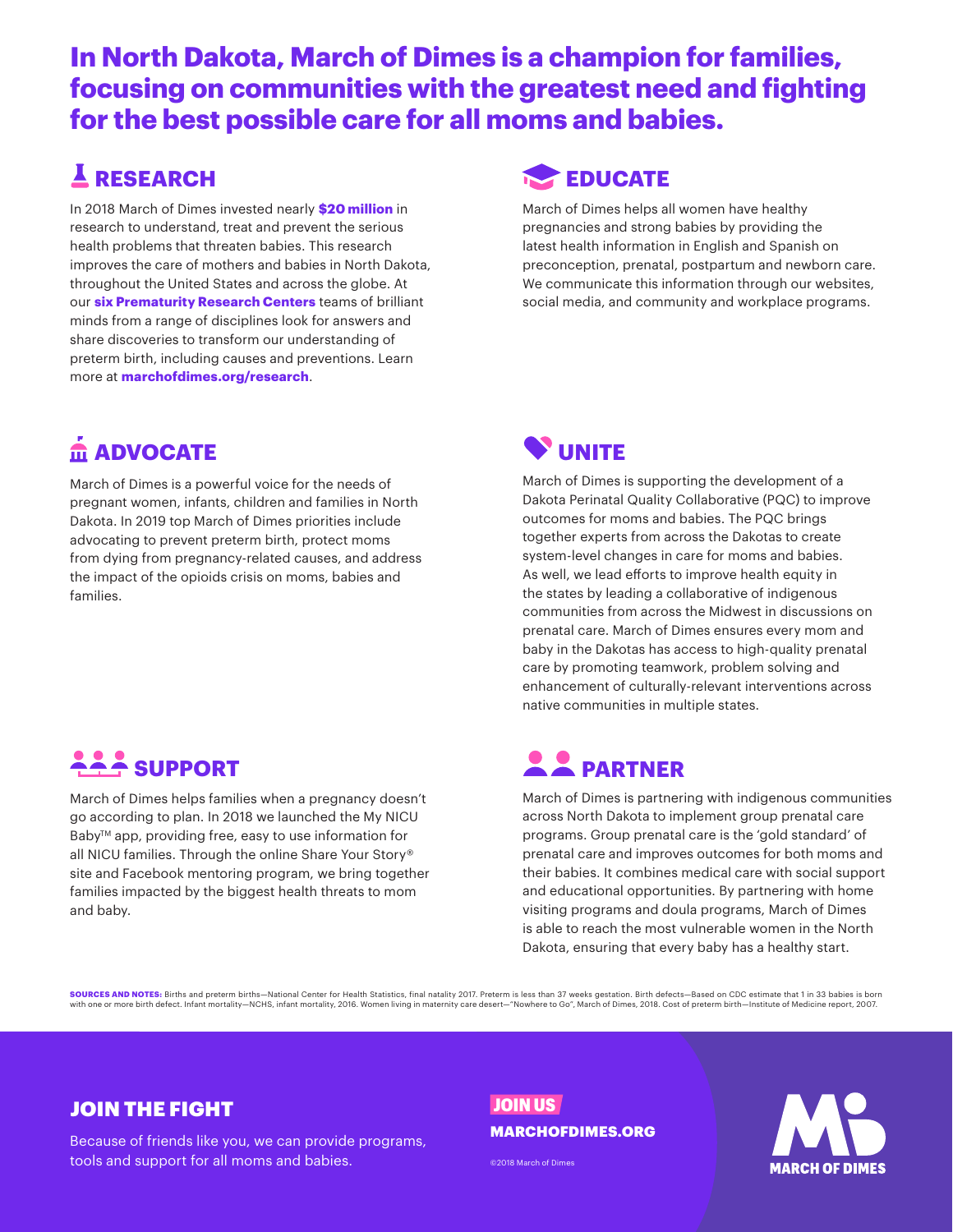# In North Dakota, March of Dimes is a champion for families, focusing on communities with the greatest need and fighting for the best possible care for all moms and babies.

## RESEARCH

In 2018 March of Dimes invested nearly **$20 million** in research to understand, treat and prevent the serious health problems that threaten babies. This research improves the care of mothers and babies in North Dakota, throughout the United States and across the globe. At our **six Prematurity Research Centers** teams of brilliant minds from a range of disciplines look for answers and share discoveries to transform our understanding of preterm birth, including causes and preventions. Learn more at **marchofdimes.org/research**.

## EDUCATE

March of Dimes helps all women have healthy pregnancies and strong babies by providing the latest health information in English and Spanish on preconception, prenatal, postpartum and newborn care. We communicate this information through our websites, social media, and community and workplace programs.

## ADVOCATE

March of Dimes is a powerful voice for the needs of pregnant women, infants, children and families in North Dakota. In 2019 top March of Dimes priorities include advocating to prevent preterm birth, protect moms from dying from pregnancy-related causes, and address the impact of the opioids crisis on moms, babies and families.

## UNITE

March of Dimes is supporting the development of a Dakota Perinatal Quality Collaborative (PQC) to improve outcomes for moms and babies. The PQC brings together experts from across the Dakotas to create system-level changes in care for moms and babies. As well, we lead efforts to improve health equity in the states by leading a collaborative of indigenous communities from across the Midwest in discussions on prenatal care. March of Dimes ensures every mom and baby in the Dakotas has access to high-quality prenatal care by promoting teamwork, problem solving and enhancement of culturally-relevant interventions across native communities in multiple states.

## SUPPORT

March of Dimes helps families when a pregnancy doesn't go according to plan. In 2018 we launched the My NICU Baby™ app, providing free, easy to use information for all NICU families. Through the online Share Your Story® site and Facebook mentoring program, we bring together families impacted by the biggest health threats to mom and baby.

## PARTNER

March of Dimes is partnering with indigenous communities across North Dakota to implement group prenatal care programs. Group prenatal care is the 'gold standard' of prenatal care and improves outcomes for both moms and their babies. It combines medical care with social support and educational opportunities. By partnering with home visiting programs and doula programs, March of Dimes is able to reach the most vulnerable women in the North Dakota, ensuring that every baby has a healthy start.

**SOURCES AND NOTES:** Births and preterm births—National Center for Health Statistics, final natality 2017. Preterm is less than 37 weeks gestation. Birth defects—Based on CDC estimate that 1 in 33 babies is born with one or more birth defect. Infant mortality—NCHS, infant mortality, 2016. Women living in maternity care desert—"Nowhere to Go", March of Dimes, 2018. Cost of preterm birth—Institute of Medicine report, 2007.

## JOIN THE FIGHT

Because of friends like you, we can provide programs, tools and support for all moms and babies.

**JOIN US**

**MARCHOFDIMES.ORG**

©2018 March of Dimes

MARCH OF DIMES